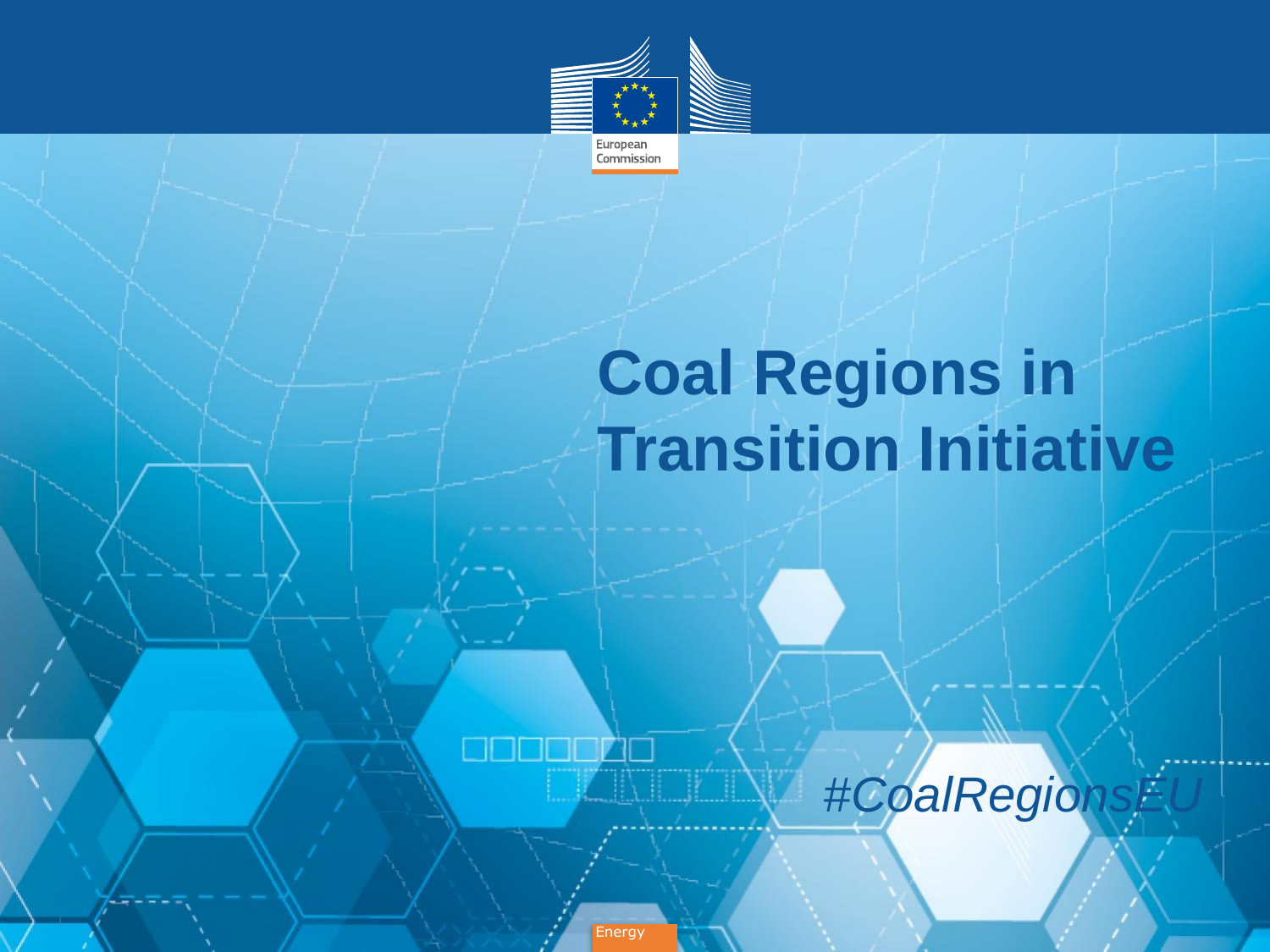European Commission

# Coal Regions in Transition Initiative

*#CoalRegionsEU*

Energy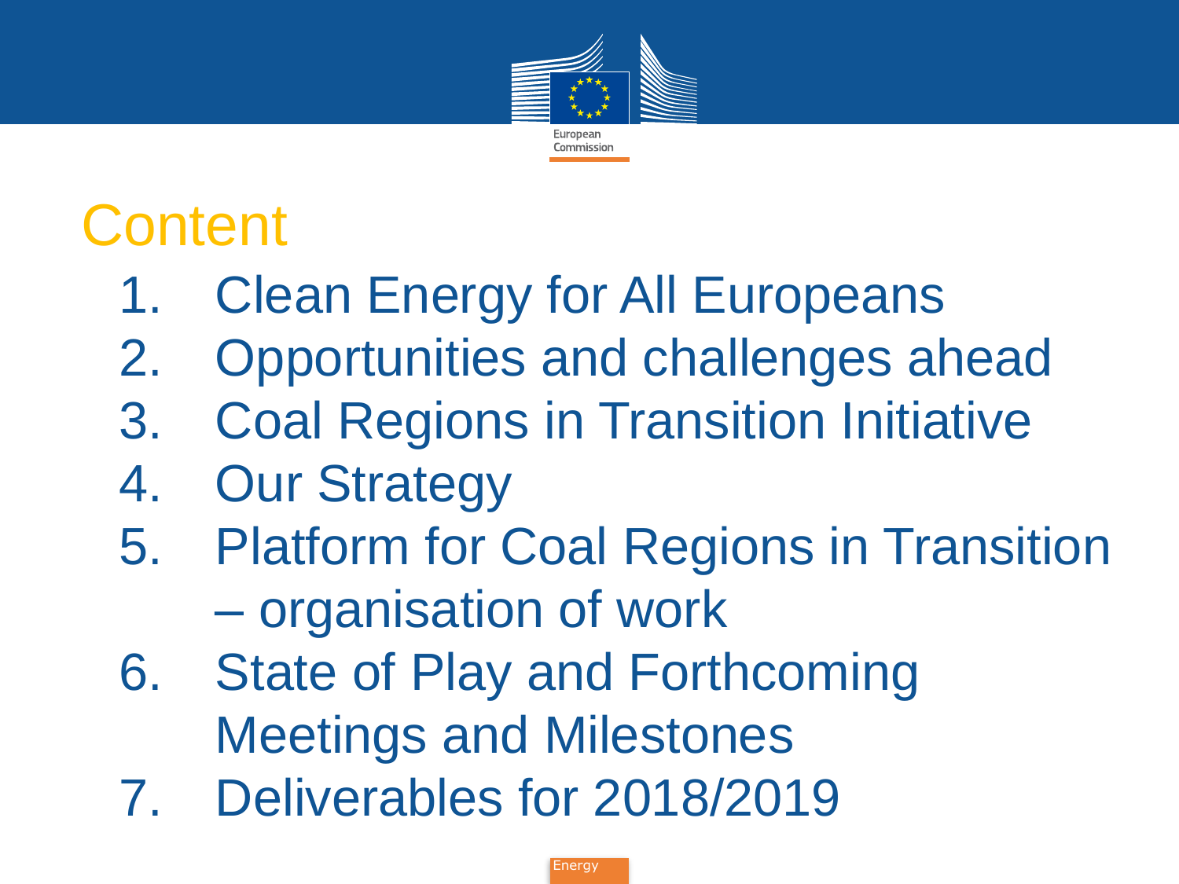# Content

1. Clean Energy for All Europeans
2. Opportunities and challenges ahead
3. Coal Regions in Transition Initiative
4. Our Strategy
5. Platform for Coal Regions in Transition – organisation of work
6. State of Play and Forthcoming Meetings and Milestones
7. Deliverables for 2018/2019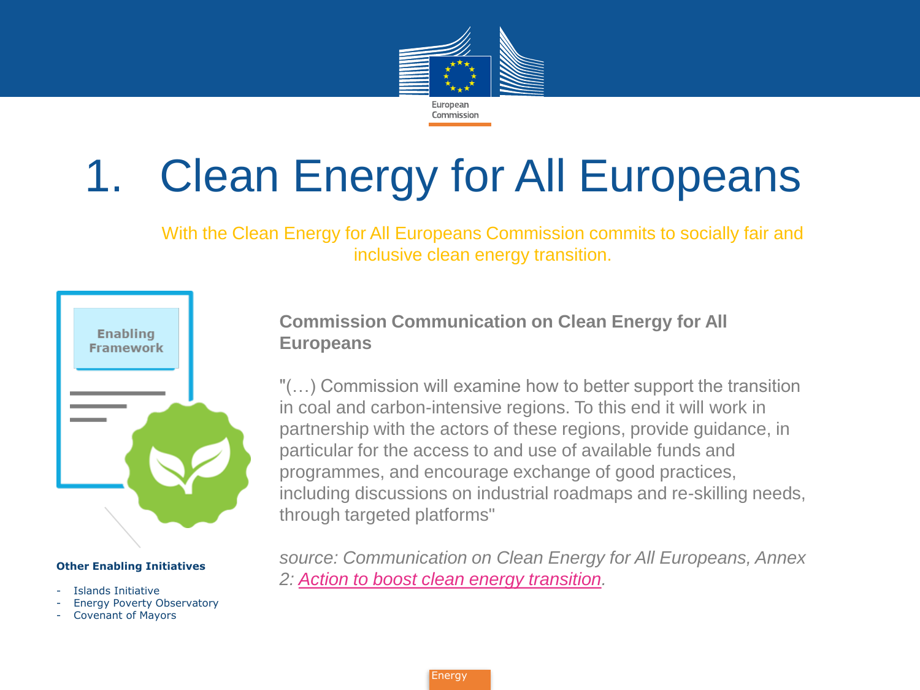# 1. Clean Energy for All Europeans

With the Clean Energy for All Europeans Commission commits to socially fair and inclusive clean energy transition.

Enabling Framework

**Other Enabling Initiatives**

- Islands Initiative
- Energy Poverty Observatory
- Covenant of Mayors

**Commission Communication on Clean Energy for All Europeans**

"(…) Commission will examine how to better support the transition in coal and carbon-intensive regions. To this end it will work in partnership with the actors of these regions, provide guidance, in particular for the access to and use of available funds and programmes, and encourage exchange of good practices, including discussions on industrial roadmaps and re-skilling needs, through targeted platforms"

*source: Communication on Clean Energy for All Europeans, Annex 2: Action to boost clean energy transition.*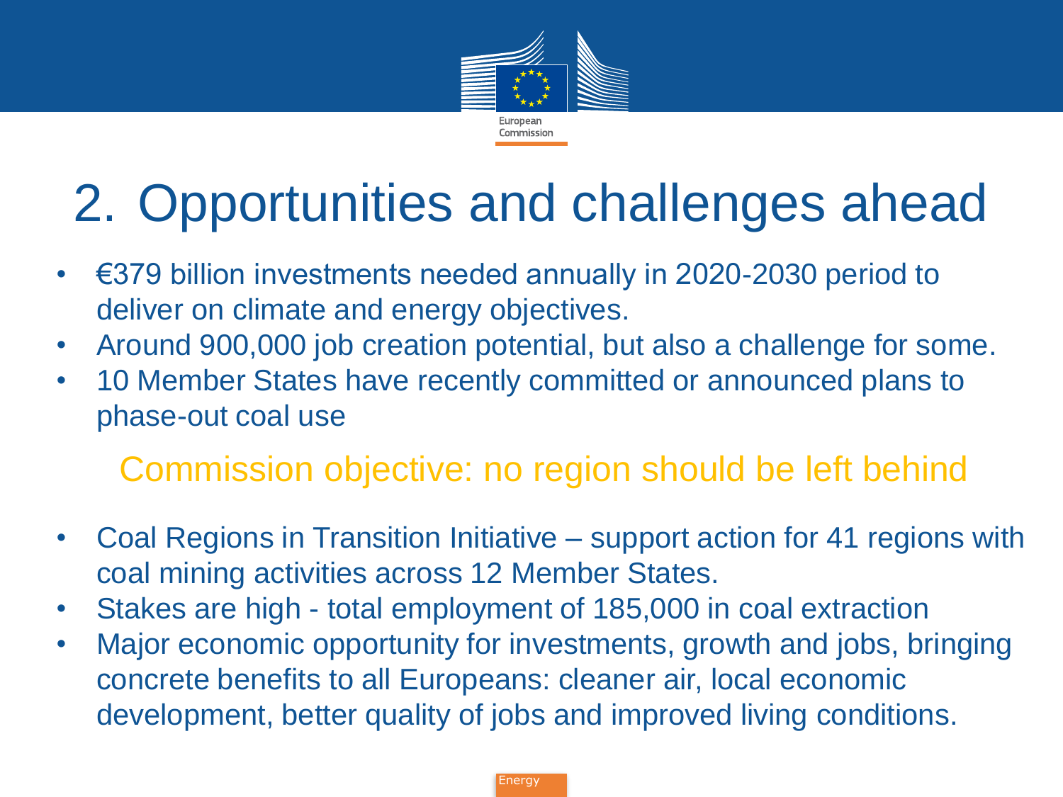# 2. Opportunities and challenges ahead

- €379 billion investments needed annually in 2020-2030 period to deliver on climate and energy objectives.
- Around 900,000 job creation potential, but also a challenge for some.
- 10 Member States have recently committed or announced plans to phase-out coal use

Commission objective: no region should be left behind

- Coal Regions in Transition Initiative – support action for 41 regions with coal mining activities across 12 Member States.
- Stakes are high - total employment of 185,000 in coal extraction
- Major economic opportunity for investments, growth and jobs, bringing concrete benefits to all Europeans: cleaner air, local economic development, better quality of jobs and improved living conditions.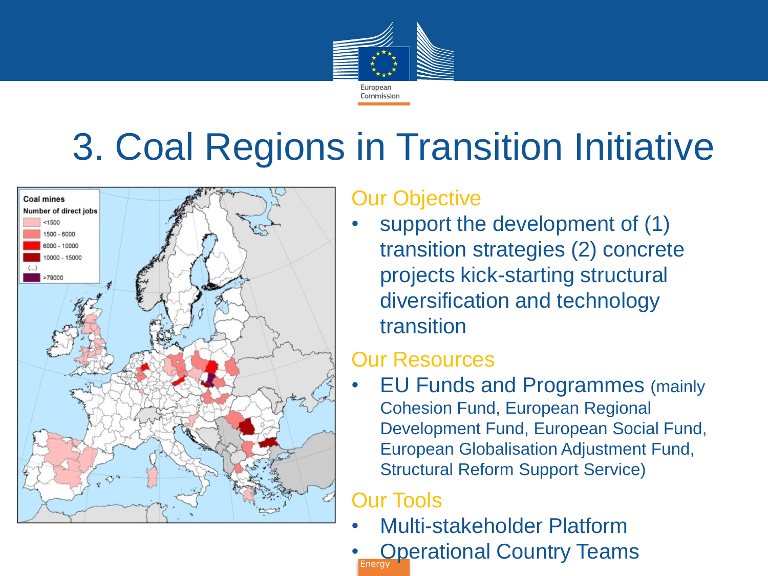# 3. Coal Regions in Transition Initiative

Coal mines

Number of direct jobs

- <1500
- 1500 - 6000
- 6000 - 10000
- 10000 - 15000
- (...)
- >79000

## Our Objective

- support the development of (1) transition strategies (2) concrete projects kick-starting structural diversification and technology transition

## Our Resources

- EU Funds and Programmes (mainly Cohesion Fund, European Regional Development Fund, European Social Fund, European Globalisation Adjustment Fund, Structural Reform Support Service)

## Our Tools

- Multi-stakeholder Platform
- Operational Country Teams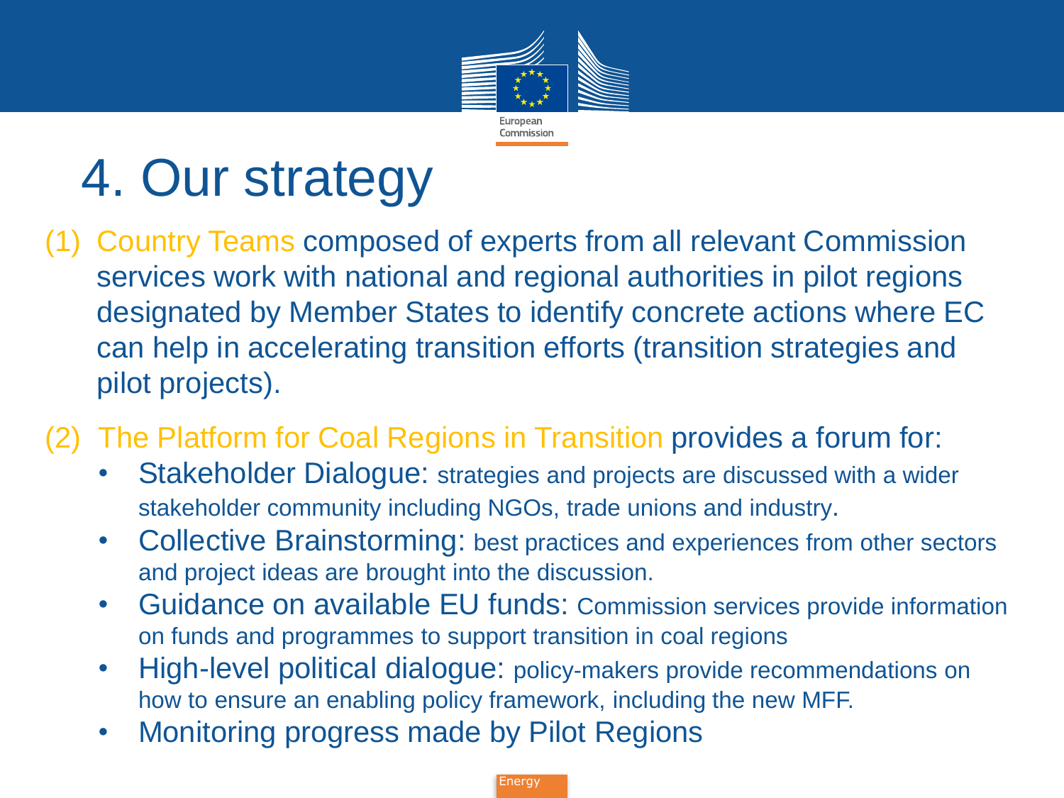# 4. Our strategy

(1) Country Teams composed of experts from all relevant Commission services work with national and regional authorities in pilot regions designated by Member States to identify concrete actions where EC can help in accelerating transition efforts (transition strategies and pilot projects).

(2) The Platform for Coal Regions in Transition provides a forum for:

- Stakeholder Dialogue: strategies and projects are discussed with a wider stakeholder community including NGOs, trade unions and industry.
- Collective Brainstorming: best practices and experiences from other sectors and project ideas are brought into the discussion.
- Guidance on available EU funds: Commission services provide information on funds and programmes to support transition in coal regions
- High-level political dialogue: policy-makers provide recommendations on how to ensure an enabling policy framework, including the new MFF.
- Monitoring progress made by Pilot Regions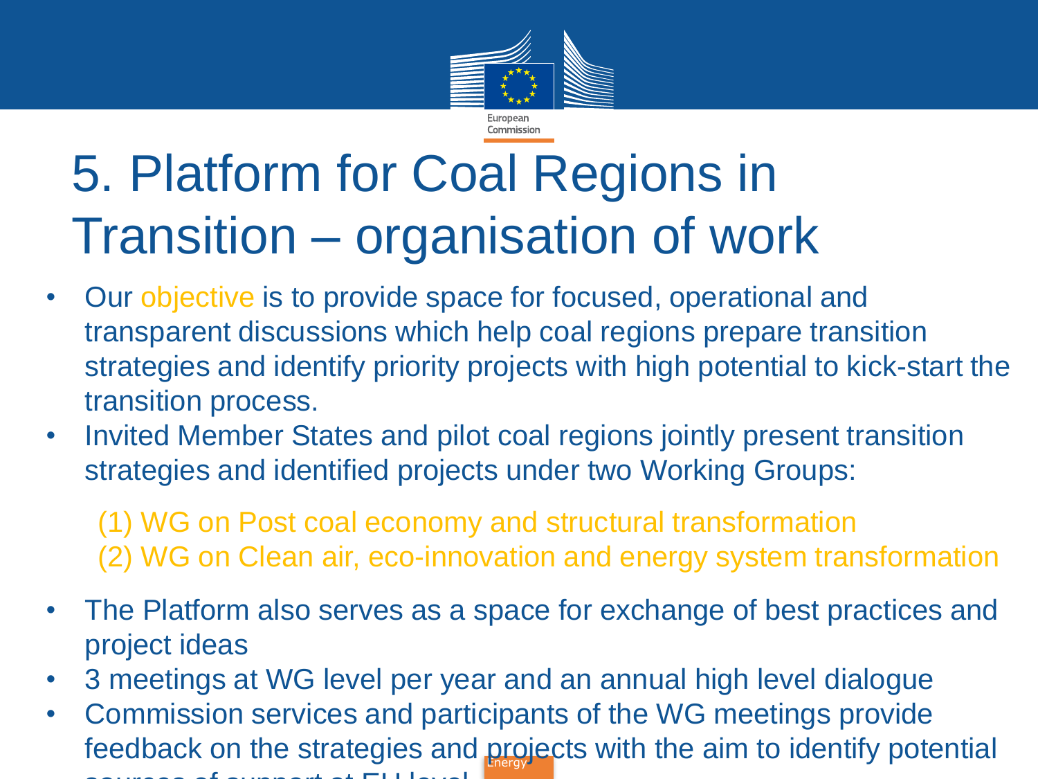# 5. Platform for Coal Regions in Transition – organisation of work

- Our objective is to provide space for focused, operational and transparent discussions which help coal regions prepare transition strategies and identify priority projects with high potential to kick-start the transition process.
- Invited Member States and pilot coal regions jointly present transition strategies and identified projects under two Working Groups:

  (1) WG on Post coal economy and structural transformation
  (2) WG on Clean air, eco-innovation and energy system transformation

- The Platform also serves as a space for exchange of best practices and project ideas
- 3 meetings at WG level per year and an annual high level dialogue
- Commission services and participants of the WG meetings provide feedback on the strategies and projects with the aim to identify potential sources of support at EU level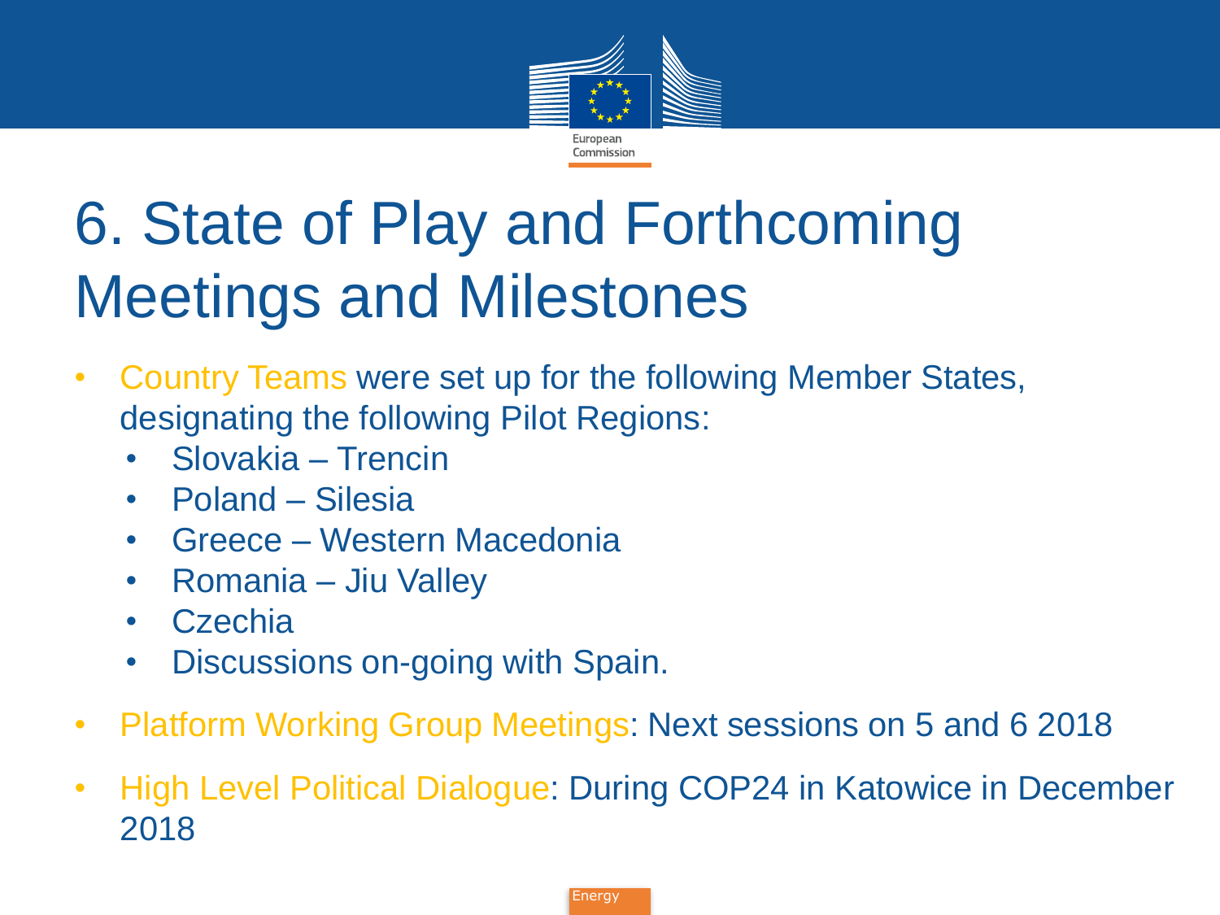# 6. State of Play and Forthcoming Meetings and Milestones

- Country Teams were set up for the following Member States, designating the following Pilot Regions:
  - Slovakia – Trencin
  - Poland – Silesia
  - Greece – Western Macedonia
  - Romania – Jiu Valley
  - Czechia
  - Discussions on-going with Spain.
- Platform Working Group Meetings: Next sessions on 5 and 6 2018
- High Level Political Dialogue: During COP24 in Katowice in December 2018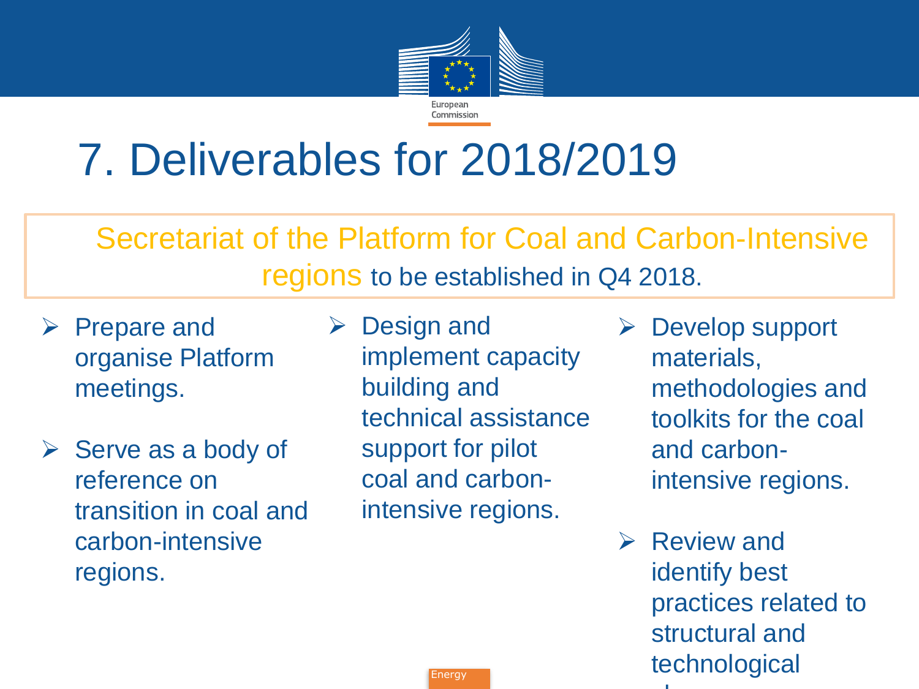# 7. Deliverables for 2018/2019

Secretariat of the Platform for Coal and Carbon-Intensive regions to be established in Q4 2018.

- Prepare and organise Platform meetings.
- Serve as a body of reference on transition in coal and carbon-intensive regions.
- Design and implement capacity building and technical assistance support for pilot coal and carbon-intensive regions.
- Develop support materials, methodologies and toolkits for the coal and carbon-intensive regions.
- Review and identify best practices related to structural and technological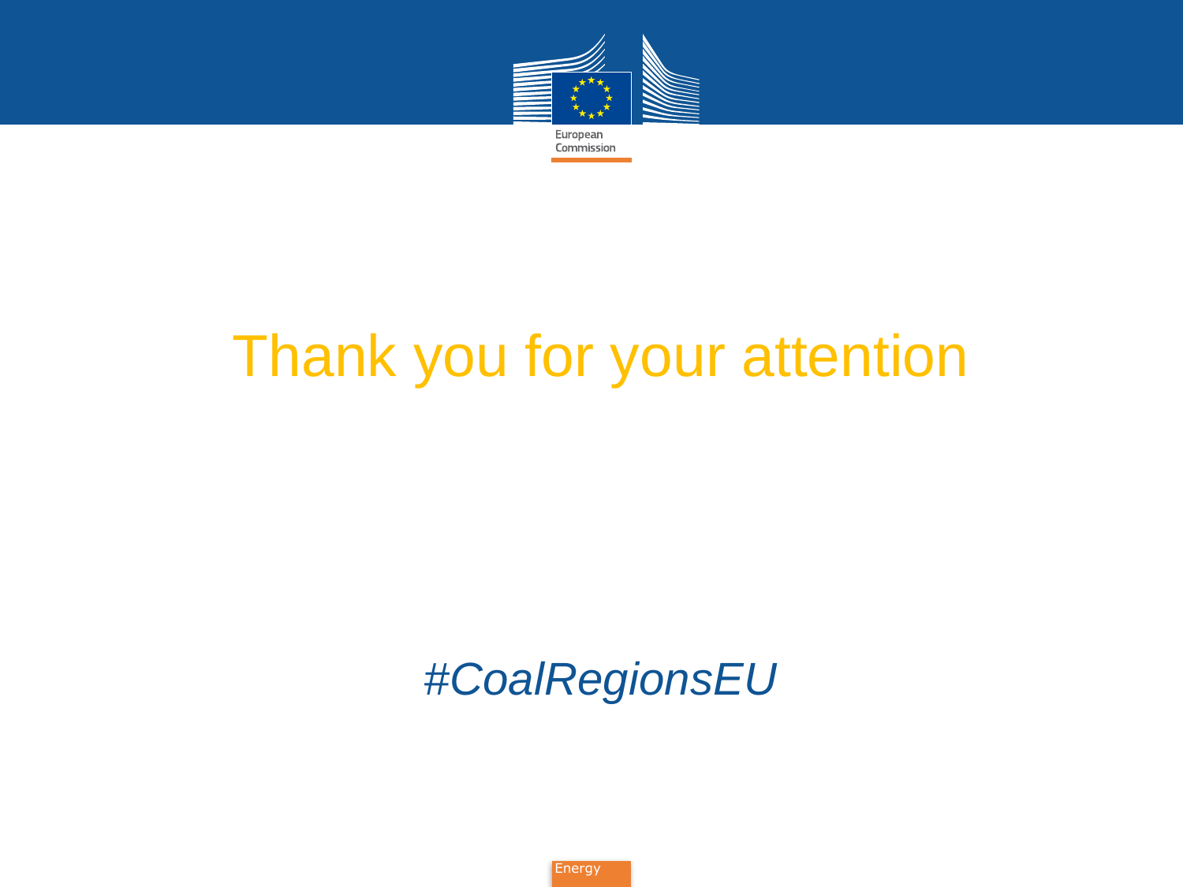# Thank you for your attention

*#CoalRegionsEU*